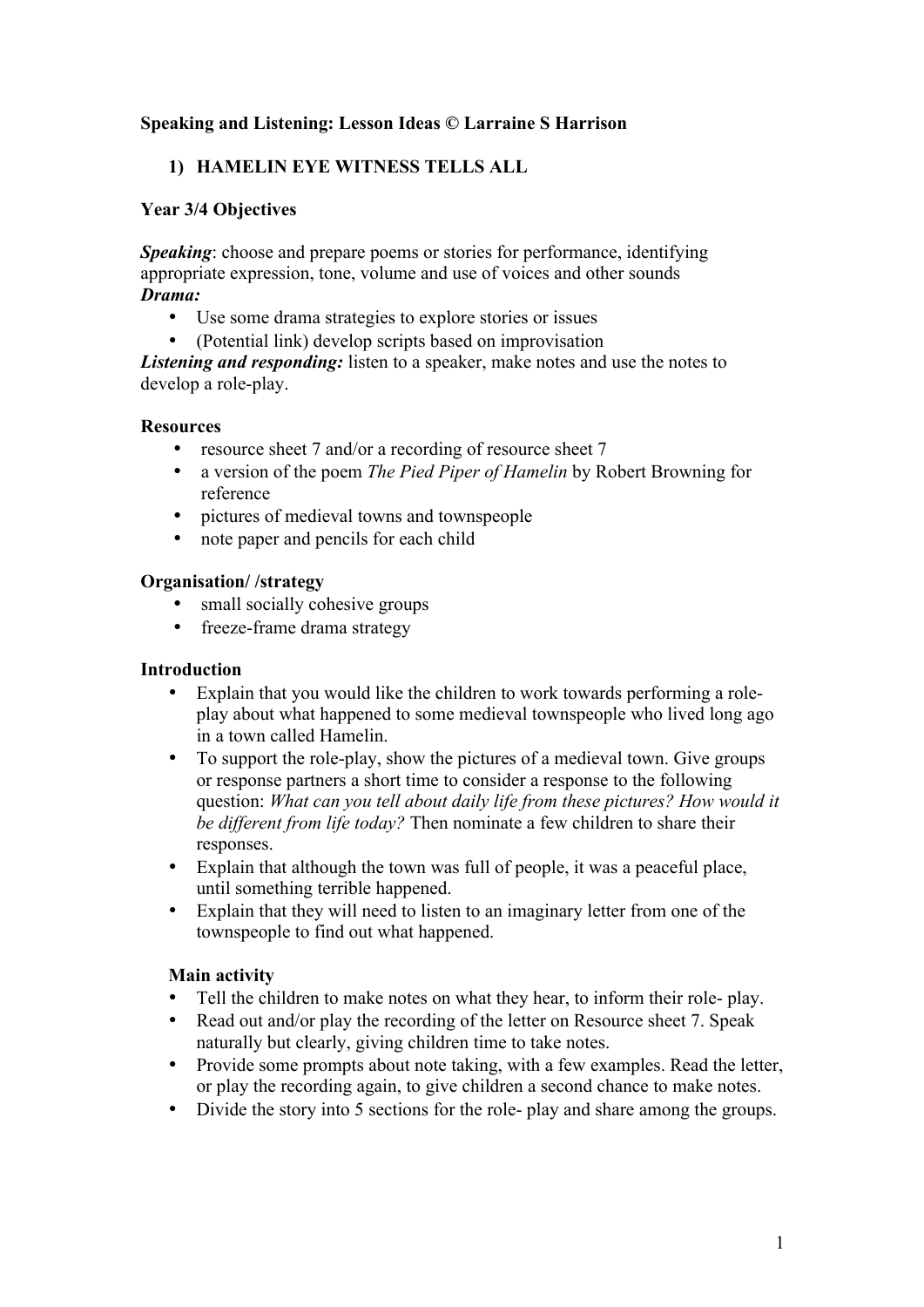**Speaking and Listening: Lesson Ideas © Larraine S Harrison**

## 1) HAMELIN EYE WITNESS TELLS ALL

**Year 3/4 Objectives**

***Speaking***: choose and prepare poems or stories for performance, identifying appropriate expression, tone, volume and use of voices and other sounds

***Drama:***

- Use some drama strategies to explore stories or issues
- (Potential link) develop scripts based on improvisation

***Listening and responding:*** listen to a speaker, make notes and use the notes to develop a role-play.

**Resources**

- resource sheet 7 and/or a recording of resource sheet 7
- a version of the poem *The Pied Piper of Hamelin* by Robert Browning for reference
- pictures of medieval towns and townspeople
- note paper and pencils for each child

**Organisation/ /strategy**

- small socially cohesive groups
- freeze-frame drama strategy

**Introduction**

- Explain that you would like the children to work towards performing a role-play about what happened to some medieval townspeople who lived long ago in a town called Hamelin.
- To support the role-play, show the pictures of a medieval town. Give groups or response partners a short time to consider a response to the following question: *What can you tell about daily life from these pictures? How would it be different from life today?* Then nominate a few children to share their responses.
- Explain that although the town was full of people, it was a peaceful place, until something terrible happened.
- Explain that they will need to listen to an imaginary letter from one of the townspeople to find out what happened.

**Main activity**

- Tell the children to make notes on what they hear, to inform their role- play.
- Read out and/or play the recording of the letter on Resource sheet 7. Speak naturally but clearly, giving children time to take notes.
- Provide some prompts about note taking, with a few examples. Read the letter, or play the recording again, to give children a second chance to make notes.
- Divide the story into 5 sections for the role- play and share among the groups.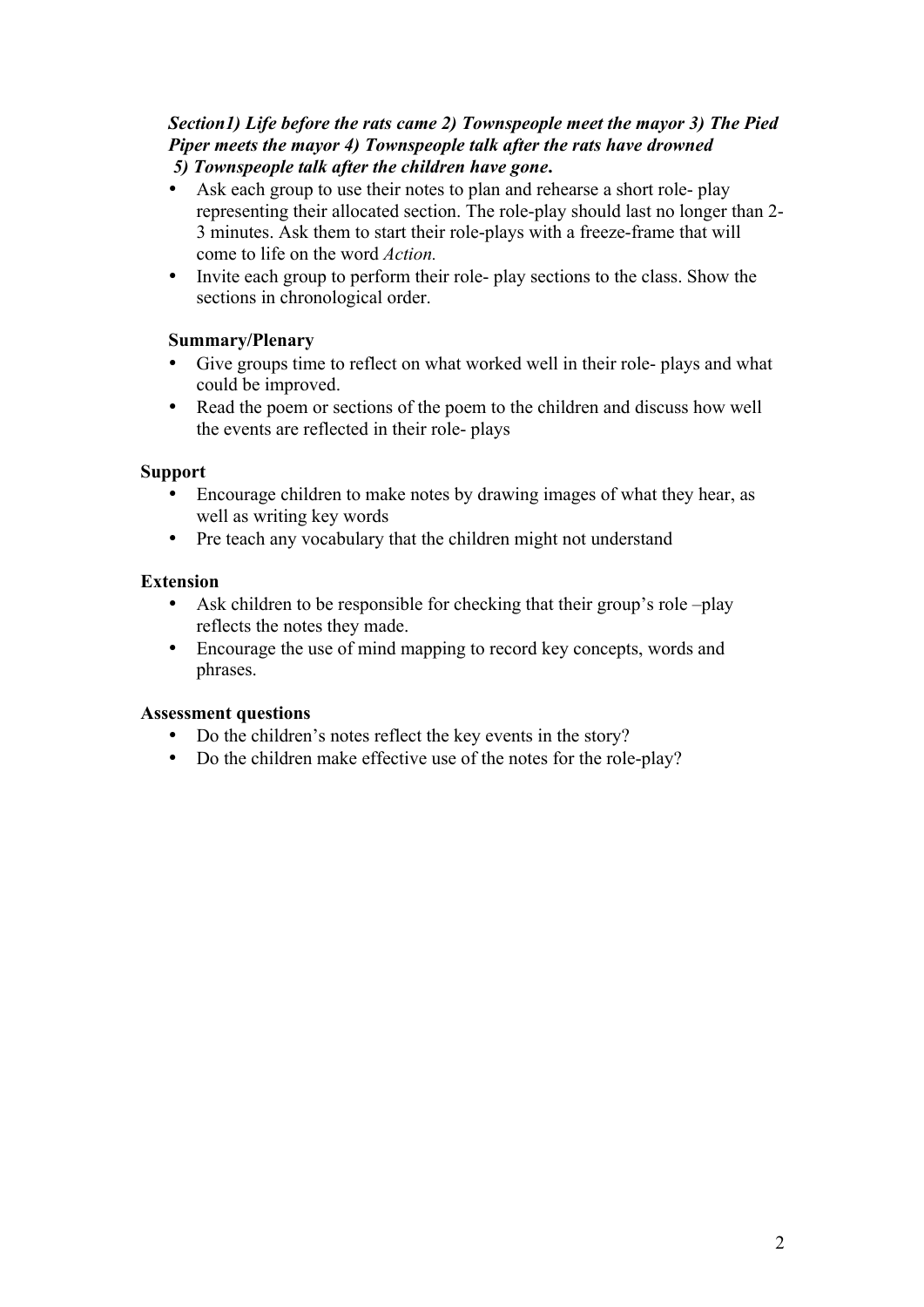***Section1) Life before the rats came 2) Townspeople meet the mayor 3) The Pied Piper meets the mayor 4) Townspeople talk after the rats have drowned 5) Townspeople talk after the children have gone.***

- Ask each group to use their notes to plan and rehearse a short role- play representing their allocated section. The role-play should last no longer than 2-3 minutes. Ask them to start their role-plays with a freeze-frame that will come to life on the word *Action.*
- Invite each group to perform their role- play sections to the class. Show the sections in chronological order.

**Summary/Plenary**

- Give groups time to reflect on what worked well in their role- plays and what could be improved.
- Read the poem or sections of the poem to the children and discuss how well the events are reflected in their role- plays

**Support**

- Encourage children to make notes by drawing images of what they hear, as well as writing key words
- Pre teach any vocabulary that the children might not understand

**Extension**

- Ask children to be responsible for checking that their group's role –play reflects the notes they made.
- Encourage the use of mind mapping to record key concepts, words and phrases.

**Assessment questions**

- Do the children's notes reflect the key events in the story?
- Do the children make effective use of the notes for the role-play?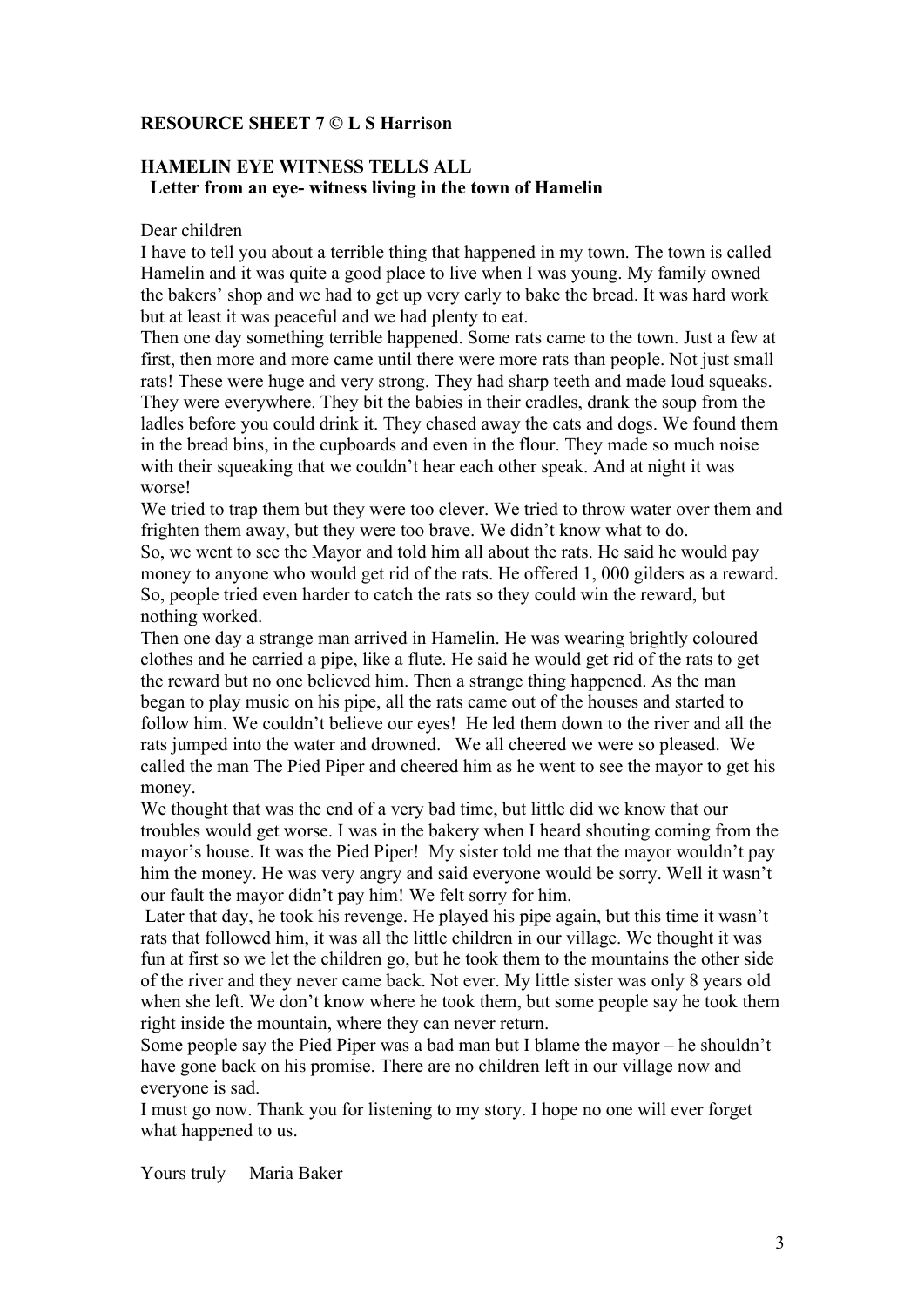**RESOURCE SHEET 7 © L S Harrison**

**HAMELIN EYE WITNESS TELLS ALL**
**Letter from an eye- witness living in the town of Hamelin**

Dear children

I have to tell you about a terrible thing that happened in my town. The town is called Hamelin and it was quite a good place to live when I was young. My family owned the bakers' shop and we had to get up very early to bake the bread. It was hard work but at least it was peaceful and we had plenty to eat.

Then one day something terrible happened. Some rats came to the town. Just a few at first, then more and more came until there were more rats than people. Not just small rats! These were huge and very strong. They had sharp teeth and made loud squeaks. They were everywhere. They bit the babies in their cradles, drank the soup from the ladles before you could drink it. They chased away the cats and dogs. We found them in the bread bins, in the cupboards and even in the flour. They made so much noise with their squeaking that we couldn't hear each other speak. And at night it was worse!

We tried to trap them but they were too clever. We tried to throw water over them and frighten them away, but they were too brave. We didn't know what to do.

So, we went to see the Mayor and told him all about the rats. He said he would pay money to anyone who would get rid of the rats. He offered 1, 000 gilders as a reward. So, people tried even harder to catch the rats so they could win the reward, but nothing worked.

Then one day a strange man arrived in Hamelin. He was wearing brightly coloured clothes and he carried a pipe, like a flute. He said he would get rid of the rats to get the reward but no one believed him. Then a strange thing happened. As the man began to play music on his pipe, all the rats came out of the houses and started to follow him. We couldn't believe our eyes! He led them down to the river and all the rats jumped into the water and drowned. We all cheered we were so pleased. We called the man The Pied Piper and cheered him as he went to see the mayor to get his money.

We thought that was the end of a very bad time, but little did we know that our troubles would get worse. I was in the bakery when I heard shouting coming from the mayor's house. It was the Pied Piper! My sister told me that the mayor wouldn't pay him the money. He was very angry and said everyone would be sorry. Well it wasn't our fault the mayor didn't pay him! We felt sorry for him.

Later that day, he took his revenge. He played his pipe again, but this time it wasn't rats that followed him, it was all the little children in our village. We thought it was fun at first so we let the children go, but he took them to the mountains the other side of the river and they never came back. Not ever. My little sister was only 8 years old when she left. We don't know where he took them, but some people say he took them right inside the mountain, where they can never return.

Some people say the Pied Piper was a bad man but I blame the mayor – he shouldn't have gone back on his promise. There are no children left in our village now and everyone is sad.

I must go now. Thank you for listening to my story. I hope no one will ever forget what happened to us.

Yours truly Maria Baker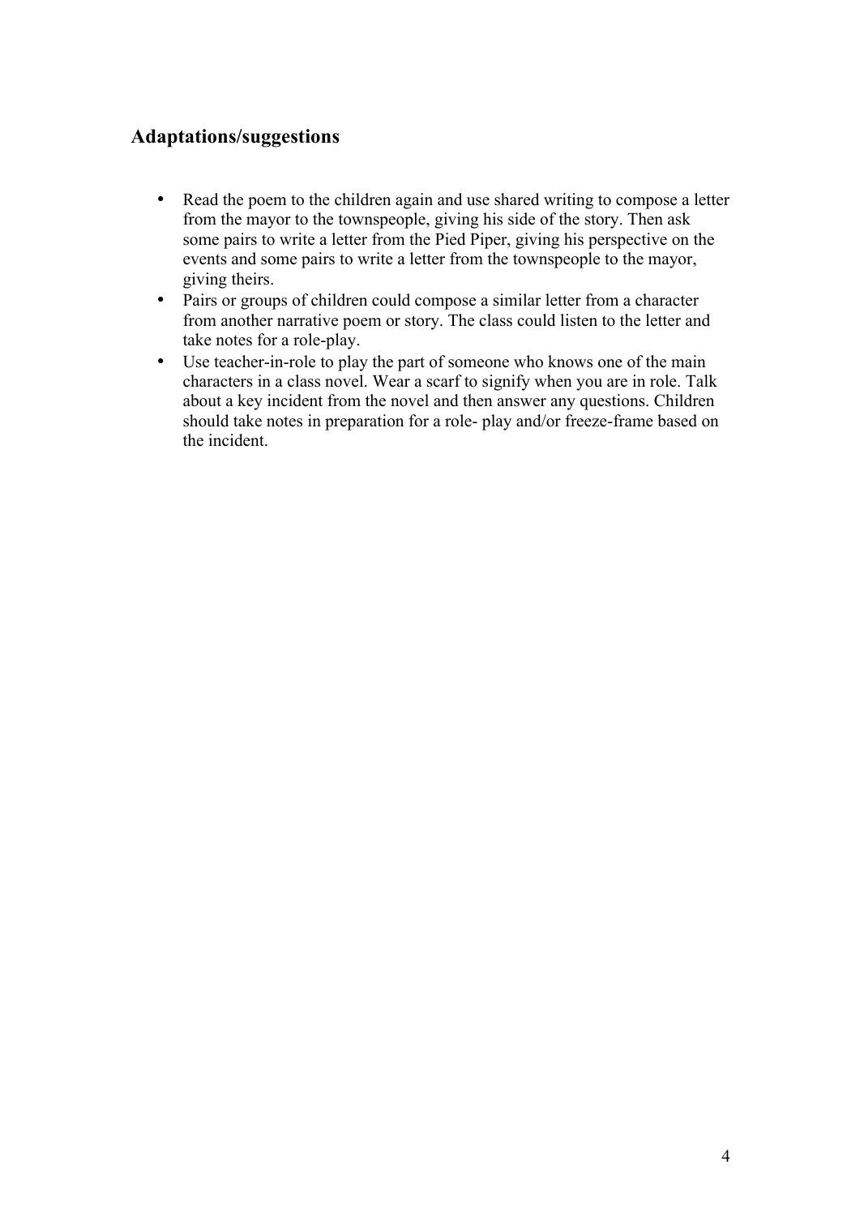## Adaptations/suggestions

- Read the poem to the children again and use shared writing to compose a letter from the mayor to the townspeople, giving his side of the story. Then ask some pairs to write a letter from the Pied Piper, giving his perspective on the events and some pairs to write a letter from the townspeople to the mayor, giving theirs.
- Pairs or groups of children could compose a similar letter from a character from another narrative poem or story. The class could listen to the letter and take notes for a role-play.
- Use teacher-in-role to play the part of someone who knows one of the main characters in a class novel. Wear a scarf to signify when you are in role. Talk about a key incident from the novel and then answer any questions. Children should take notes in preparation for a role- play and/or freeze-frame based on the incident.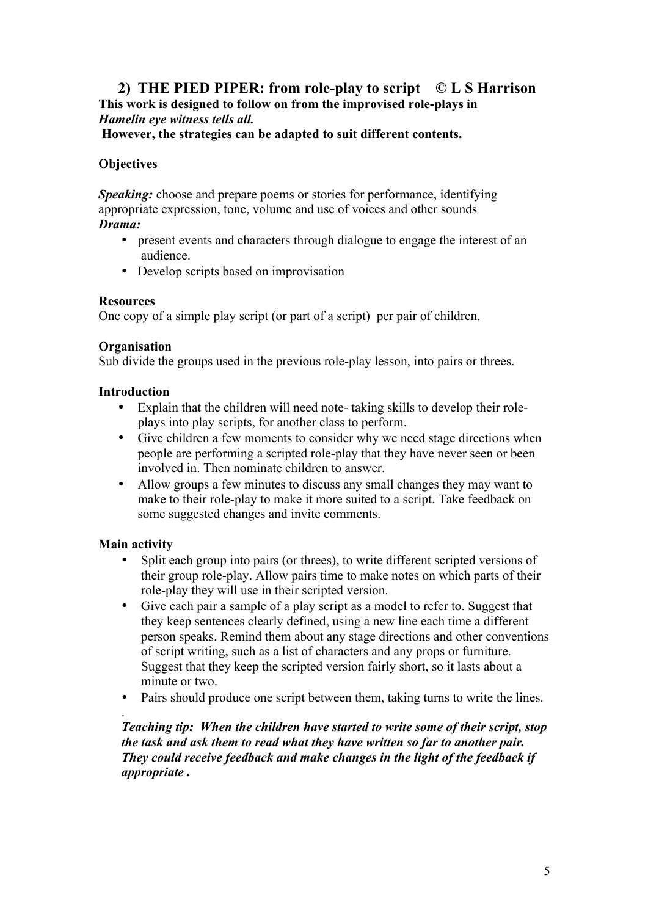## 2) THE PIED PIPER: from role-play to script © L S Harrison

**This work is designed to follow on from the improvised role-plays in *Hamelin eye witness tells all.***
**However, the strategies can be adapted to suit different contents.**

**Objectives**

***Speaking:*** choose and prepare poems or stories for performance, identifying appropriate expression, tone, volume and use of voices and other sounds
***Drama:***

- present events and characters through dialogue to engage the interest of an audience.
- Develop scripts based on improvisation

**Resources**
One copy of a simple play script (or part of a script) per pair of children.

**Organisation**
Sub divide the groups used in the previous role-play lesson, into pairs or threes.

**Introduction**

- Explain that the children will need note- taking skills to develop their role-plays into play scripts, for another class to perform.
- Give children a few moments to consider why we need stage directions when people are performing a scripted role-play that they have never seen or been involved in. Then nominate children to answer.
- Allow groups a few minutes to discuss any small changes they may want to make to their role-play to make it more suited to a script. Take feedback on some suggested changes and invite comments.

**Main activity**

- Split each group into pairs (or threes), to write different scripted versions of their group role-play. Allow pairs time to make notes on which parts of their role-play they will use in their scripted version.
- Give each pair a sample of a play script as a model to refer to. Suggest that they keep sentences clearly defined, using a new line each time a different person speaks. Remind them about any stage directions and other conventions of script writing, such as a list of characters and any props or furniture. Suggest that they keep the scripted version fairly short, so it lasts about a minute or two.
- Pairs should produce one script between them, taking turns to write the lines.

.

***Teaching tip: When the children have started to write some of their script, stop the task and ask them to read what they have written so far to another pair. They could receive feedback and make changes in the light of the feedback if appropriate .***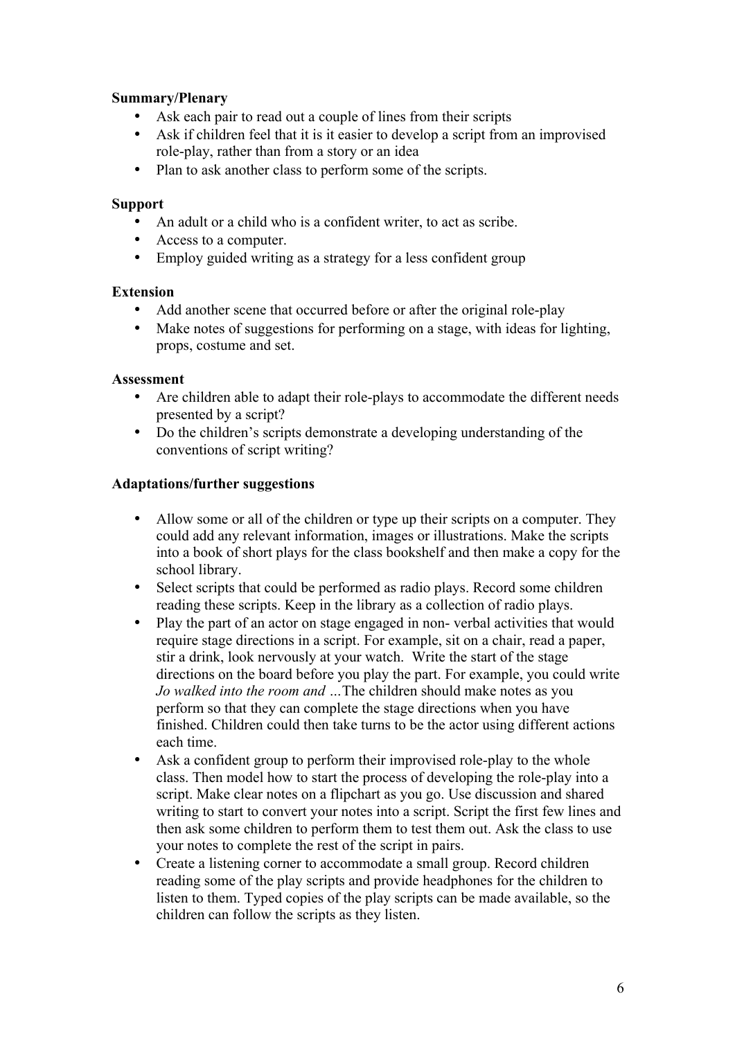**Summary/Plenary**

- Ask each pair to read out a couple of lines from their scripts
- Ask if children feel that it is it easier to develop a script from an improvised role-play, rather than from a story or an idea
- Plan to ask another class to perform some of the scripts.

**Support**

- An adult or a child who is a confident writer, to act as scribe.
- Access to a computer.
- Employ guided writing as a strategy for a less confident group

**Extension**

- Add another scene that occurred before or after the original role-play
- Make notes of suggestions for performing on a stage, with ideas for lighting, props, costume and set.

**Assessment**

- Are children able to adapt their role-plays to accommodate the different needs presented by a script?
- Do the children's scripts demonstrate a developing understanding of the conventions of script writing?

**Adaptations/further suggestions**

- Allow some or all of the children or type up their scripts on a computer. They could add any relevant information, images or illustrations. Make the scripts into a book of short plays for the class bookshelf and then make a copy for the school library.
- Select scripts that could be performed as radio plays. Record some children reading these scripts. Keep in the library as a collection of radio plays.
- Play the part of an actor on stage engaged in non- verbal activities that would require stage directions in a script. For example, sit on a chair, read a paper, stir a drink, look nervously at your watch. Write the start of the stage directions on the board before you play the part. For example, you could write *Jo walked into the room and …*The children should make notes as you perform so that they can complete the stage directions when you have finished. Children could then take turns to be the actor using different actions each time.
- Ask a confident group to perform their improvised role-play to the whole class. Then model how to start the process of developing the role-play into a script. Make clear notes on a flipchart as you go. Use discussion and shared writing to start to convert your notes into a script. Script the first few lines and then ask some children to perform them to test them out. Ask the class to use your notes to complete the rest of the script in pairs.
- Create a listening corner to accommodate a small group. Record children reading some of the play scripts and provide headphones for the children to listen to them. Typed copies of the play scripts can be made available, so the children can follow the scripts as they listen.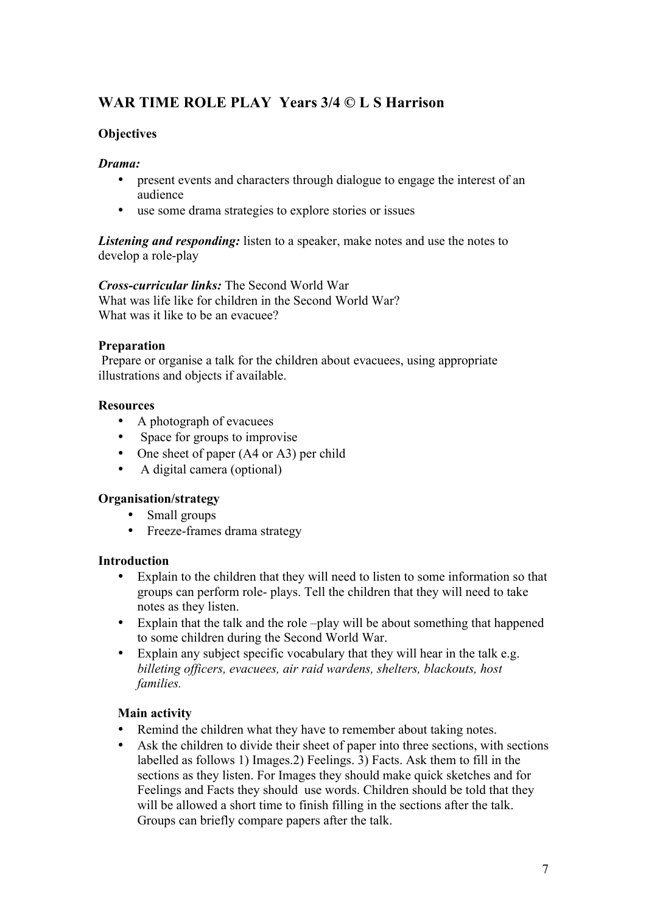## WAR TIME ROLE PLAY Years 3/4 © L S Harrison

### Objectives

***Drama:***

- present events and characters through dialogue to engage the interest of an audience
- use some drama strategies to explore stories or issues

***Listening and responding:*** listen to a speaker, make notes and use the notes to develop a role-play

***Cross-curricular links:*** The Second World War
What was life like for children in the Second World War?
What was it like to be an evacuee?

### Preparation

Prepare or organise a talk for the children about evacuees, using appropriate illustrations and objects if available.

### Resources

- A photograph of evacuees
- Space for groups to improvise
- One sheet of paper (A4 or A3) per child
- A digital camera (optional)

### Organisation/strategy

- Small groups
- Freeze-frames drama strategy

### Introduction

- Explain to the children that they will need to listen to some information so that groups can perform role- plays. Tell the children that they will need to take notes as they listen.
- Explain that the talk and the role –play will be about something that happened to some children during the Second World War.
- Explain any subject specific vocabulary that they will hear in the talk e.g. *billeting officers, evacuees, air raid wardens, shelters, blackouts, host families.*

### Main activity

- Remind the children what they have to remember about taking notes.
- Ask the children to divide their sheet of paper into three sections, with sections labelled as follows 1) Images.2) Feelings. 3) Facts. Ask them to fill in the sections as they listen. For Images they should make quick sketches and for Feelings and Facts they should use words. Children should be told that they will be allowed a short time to finish filling in the sections after the talk. Groups can briefly compare papers after the talk.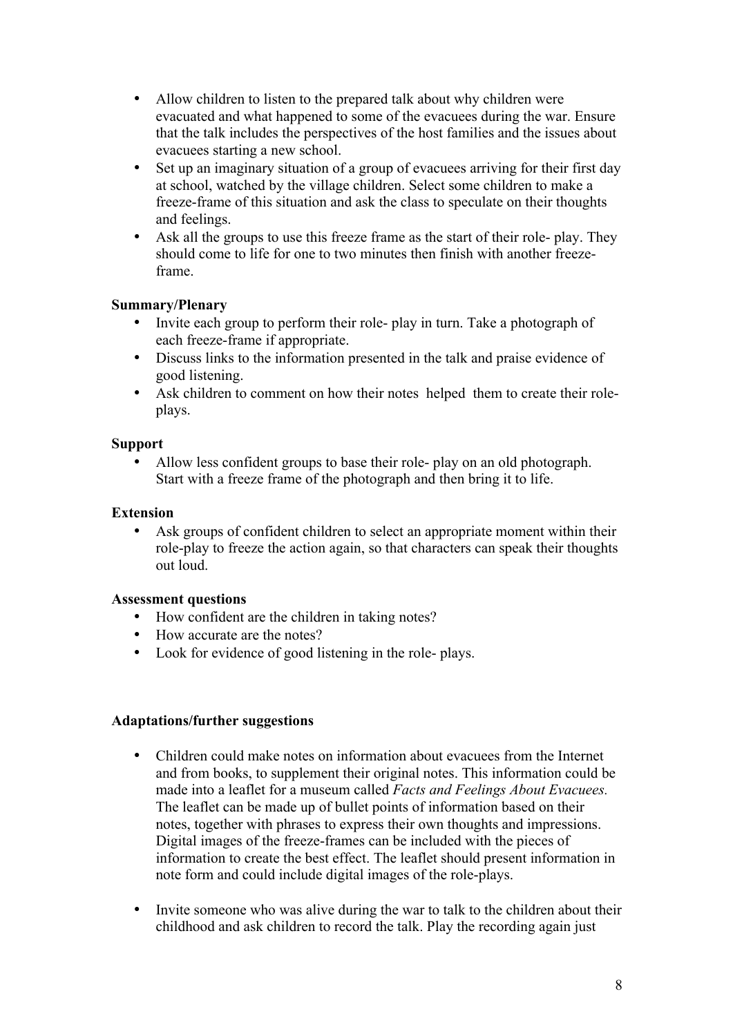- Allow children to listen to the prepared talk about why children were evacuated and what happened to some of the evacuees during the war. Ensure that the talk includes the perspectives of the host families and the issues about evacuees starting a new school.
- Set up an imaginary situation of a group of evacuees arriving for their first day at school, watched by the village children. Select some children to make a freeze-frame of this situation and ask the class to speculate on their thoughts and feelings.
- Ask all the groups to use this freeze frame as the start of their role- play. They should come to life for one to two minutes then finish with another freeze-frame.

**Summary/Plenary**

- Invite each group to perform their role- play in turn. Take a photograph of each freeze-frame if appropriate.
- Discuss links to the information presented in the talk and praise evidence of good listening.
- Ask children to comment on how their notes helped them to create their role-plays.

**Support**

- Allow less confident groups to base their role- play on an old photograph. Start with a freeze frame of the photograph and then bring it to life.

**Extension**

- Ask groups of confident children to select an appropriate moment within their role-play to freeze the action again, so that characters can speak their thoughts out loud.

**Assessment questions**

- How confident are the children in taking notes?
- How accurate are the notes?
- Look for evidence of good listening in the role- plays.

**Adaptations/further suggestions**

- Children could make notes on information about evacuees from the Internet and from books, to supplement their original notes. This information could be made into a leaflet for a museum called *Facts and Feelings About Evacuees.* The leaflet can be made up of bullet points of information based on their notes, together with phrases to express their own thoughts and impressions. Digital images of the freeze-frames can be included with the pieces of information to create the best effect. The leaflet should present information in note form and could include digital images of the role-plays.

- Invite someone who was alive during the war to talk to the children about their childhood and ask children to record the talk. Play the recording again just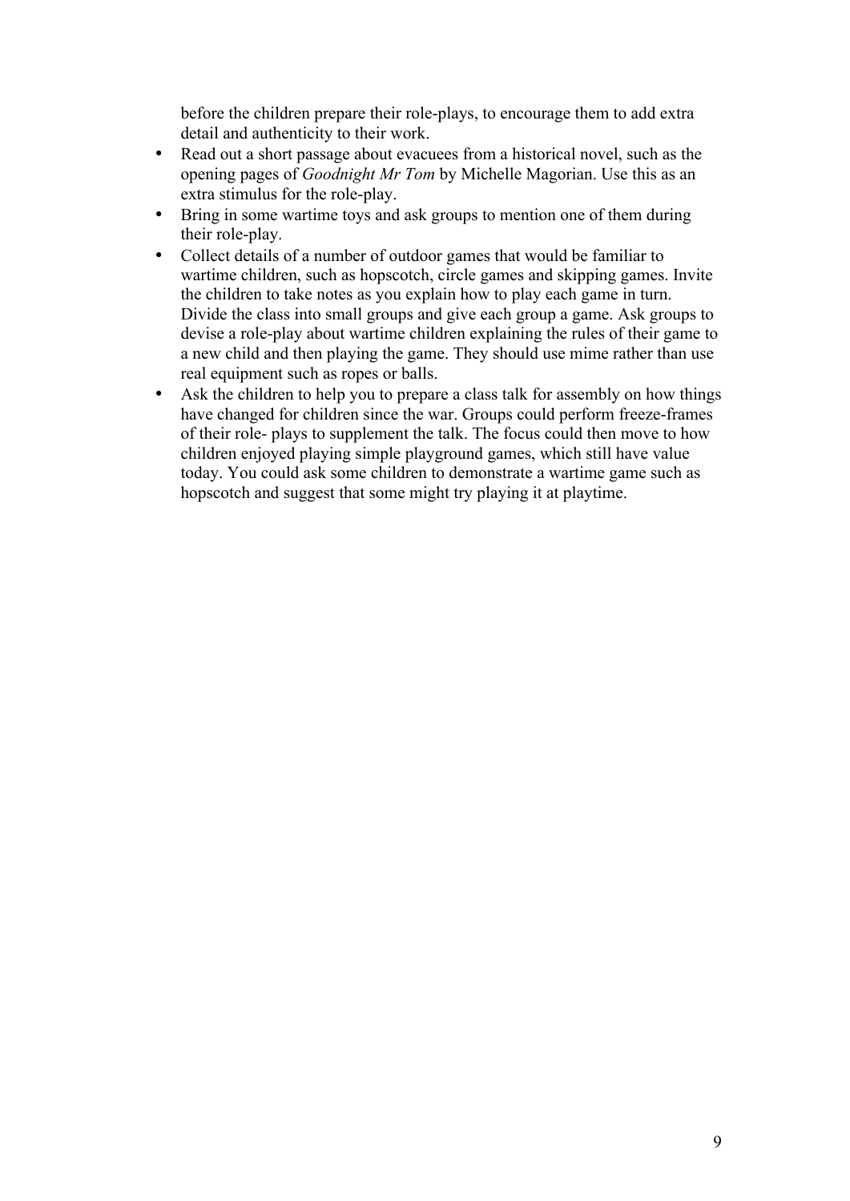before the children prepare their role-plays, to encourage them to add extra detail and authenticity to their work.

- Read out a short passage about evacuees from a historical novel, such as the opening pages of *Goodnight Mr Tom* by Michelle Magorian. Use this as an extra stimulus for the role-play.
- Bring in some wartime toys and ask groups to mention one of them during their role-play.
- Collect details of a number of outdoor games that would be familiar to wartime children, such as hopscotch, circle games and skipping games. Invite the children to take notes as you explain how to play each game in turn. Divide the class into small groups and give each group a game. Ask groups to devise a role-play about wartime children explaining the rules of their game to a new child and then playing the game. They should use mime rather than use real equipment such as ropes or balls.
- Ask the children to help you to prepare a class talk for assembly on how things have changed for children since the war. Groups could perform freeze-frames of their role- plays to supplement the talk. The focus could then move to how children enjoyed playing simple playground games, which still have value today. You could ask some children to demonstrate a wartime game such as hopscotch and suggest that some might try playing it at playtime.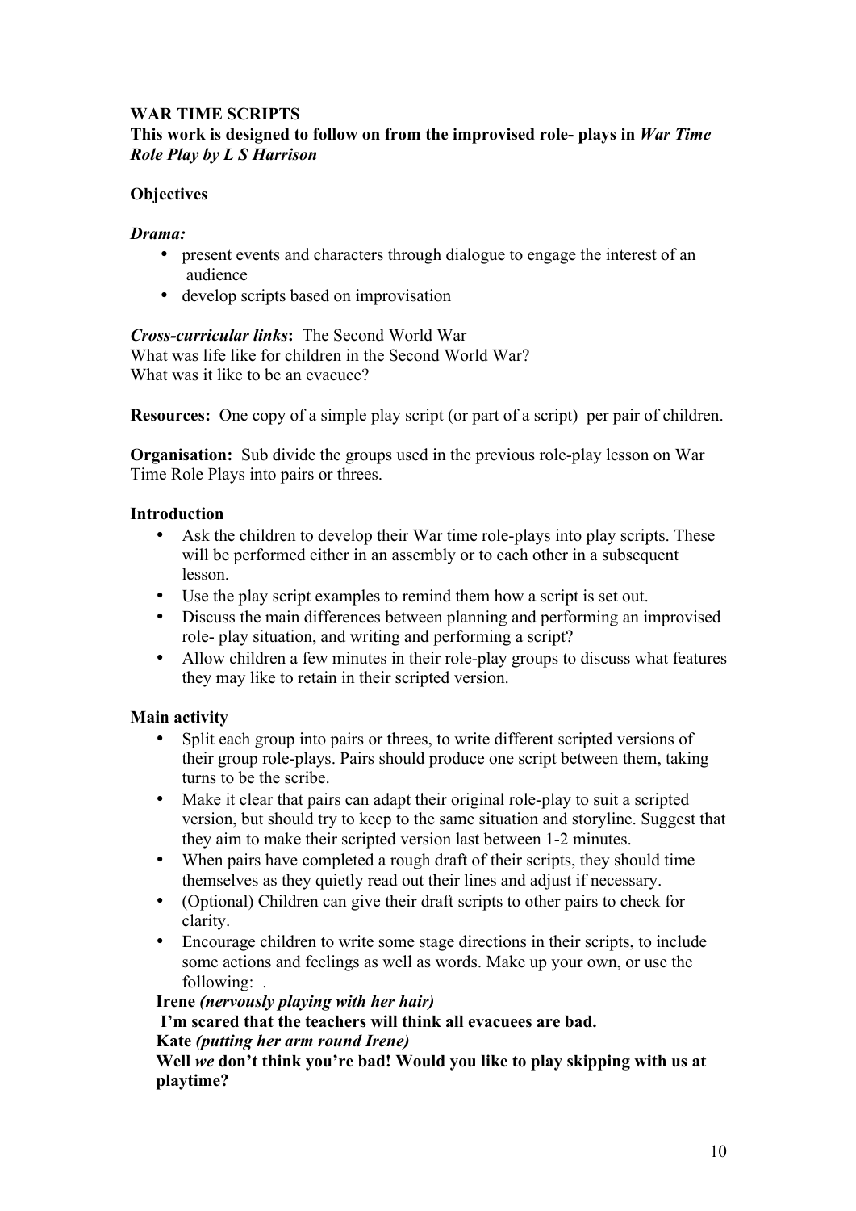**WAR TIME SCRIPTS**

**This work is designed to follow on from the improvised role- plays in *War Time Role Play by L S Harrison***

**Objectives**

***Drama:***

- present events and characters through dialogue to engage the interest of an audience
- develop scripts based on improvisation

***Cross-curricular links*:** The Second World War
What was life like for children in the Second World War?
What was it like to be an evacuee?

**Resources:** One copy of a simple play script (or part of a script) per pair of children.

**Organisation:** Sub divide the groups used in the previous role-play lesson on War Time Role Plays into pairs or threes.

**Introduction**

- Ask the children to develop their War time role-plays into play scripts. These will be performed either in an assembly or to each other in a subsequent lesson.
- Use the play script examples to remind them how a script is set out.
- Discuss the main differences between planning and performing an improvised role- play situation, and writing and performing a script?
- Allow children a few minutes in their role-play groups to discuss what features they may like to retain in their scripted version.

**Main activity**

- Split each group into pairs or threes, to write different scripted versions of their group role-plays. Pairs should produce one script between them, taking turns to be the scribe.
- Make it clear that pairs can adapt their original role-play to suit a scripted version, but should try to keep to the same situation and storyline. Suggest that they aim to make their scripted version last between 1-2 minutes.
- When pairs have completed a rough draft of their scripts, they should time themselves as they quietly read out their lines and adjust if necessary.
- (Optional) Children can give their draft scripts to other pairs to check for clarity.
- Encourage children to write some stage directions in their scripts, to include some actions and feelings as well as words. Make up your own, or use the following: .

  **Irene *(nervously playing with her hair)***
  **I'm scared that the teachers will think all evacuees are bad.**
  **Kate *(putting her arm round Irene)***
  **Well *we* don't think you're bad! Would you like to play skipping with us at playtime?**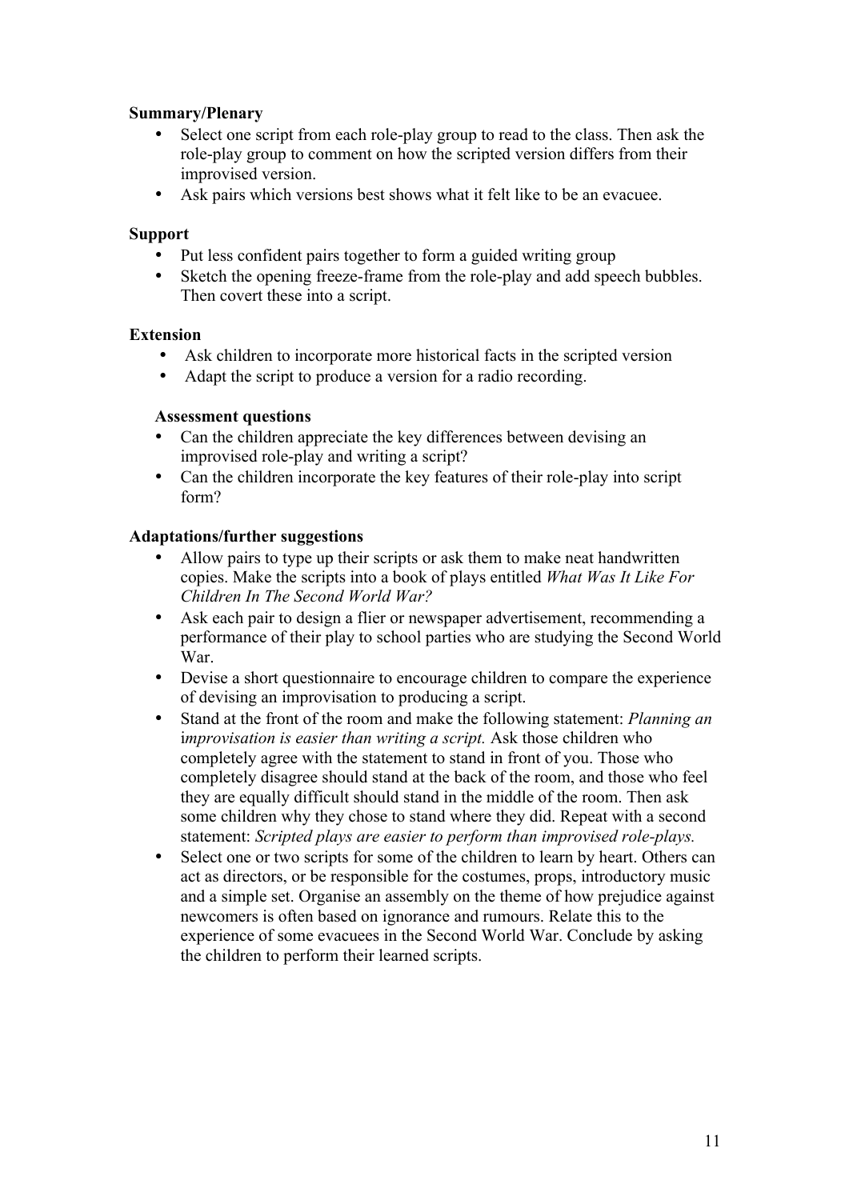**Summary/Plenary**

- Select one script from each role-play group to read to the class. Then ask the role-play group to comment on how the scripted version differs from their improvised version.
- Ask pairs which versions best shows what it felt like to be an evacuee.

**Support**

- Put less confident pairs together to form a guided writing group
- Sketch the opening freeze-frame from the role-play and add speech bubbles. Then covert these into a script.

**Extension**

- Ask children to incorporate more historical facts in the scripted version
- Adapt the script to produce a version for a radio recording.

**Assessment questions**

- Can the children appreciate the key differences between devising an improvised role-play and writing a script?
- Can the children incorporate the key features of their role-play into script form?

**Adaptations/further suggestions**

- Allow pairs to type up their scripts or ask them to make neat handwritten copies. Make the scripts into a book of plays entitled *What Was It Like For Children In The Second World War?*
- Ask each pair to design a flier or newspaper advertisement, recommending a performance of their play to school parties who are studying the Second World War.
- Devise a short questionnaire to encourage children to compare the experience of devising an improvisation to producing a script.
- Stand at the front of the room and make the following statement: *Planning an improvisation is easier than writing a script.* Ask those children who completely agree with the statement to stand in front of you. Those who completely disagree should stand at the back of the room, and those who feel they are equally difficult should stand in the middle of the room. Then ask some children why they chose to stand where they did. Repeat with a second statement: *Scripted plays are easier to perform than improvised role-plays.*
- Select one or two scripts for some of the children to learn by heart. Others can act as directors, or be responsible for the costumes, props, introductory music and a simple set. Organise an assembly on the theme of how prejudice against newcomers is often based on ignorance and rumours. Relate this to the experience of some evacuees in the Second World War. Conclude by asking the children to perform their learned scripts.